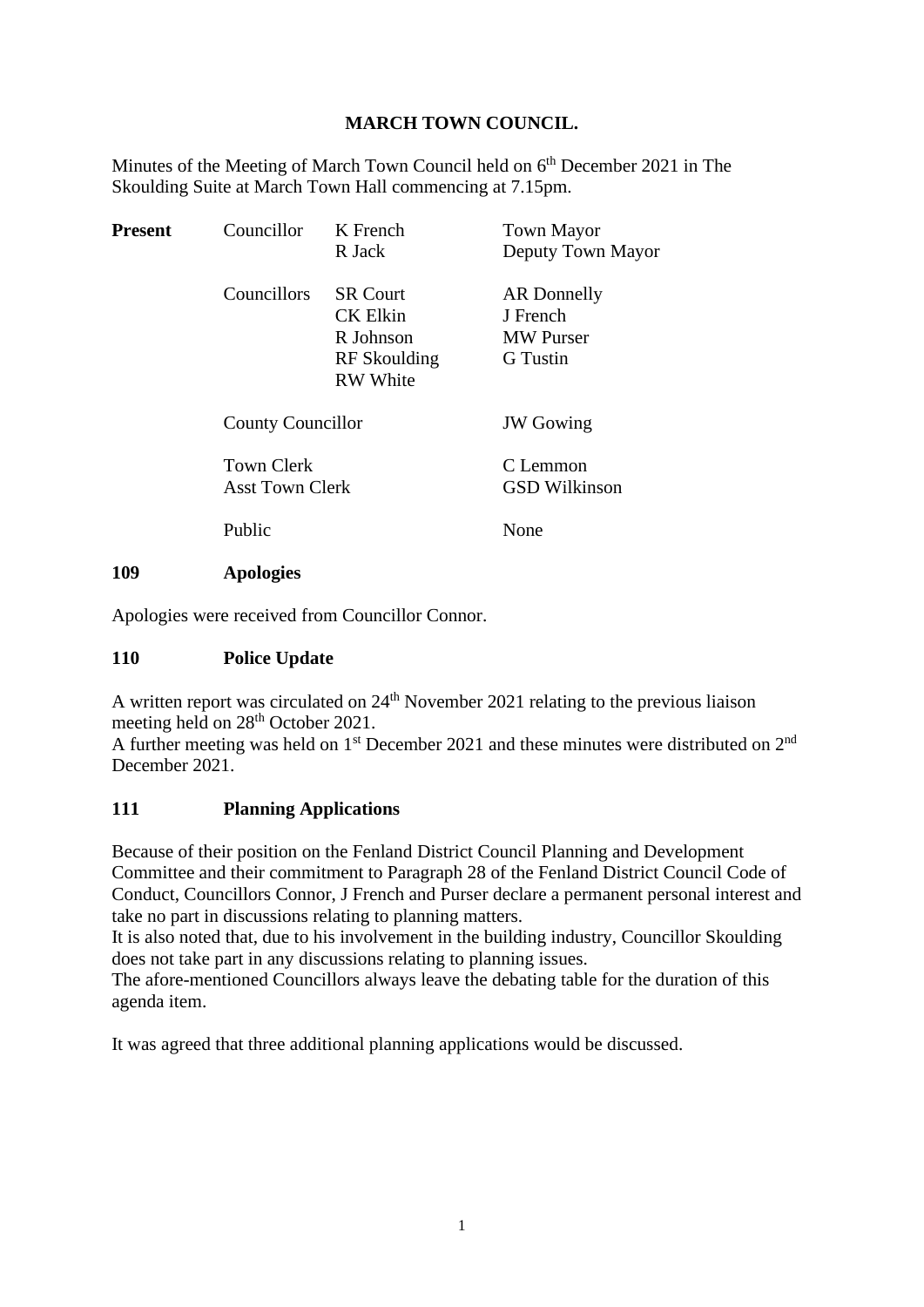# MARCH TOWN COUNCIL.

Minutes of the Meeting of March Town Council held on 6th December 2021 in The Skoulding Suite at March Town Hall commencing at 7.15pm.

| **Present** | Councillor | K French | Town Mayor |
|---|---|---|---|
| | | R Jack | Deputy Town Mayor |
| | Councillors | SR Court | AR Donnelly |
| | | CK Elkin | J French |
| | | R Johnson | MW Purser |
| | | RF Skoulding | G Tustin |
| | | RW White | |
| | County Councillor | | JW Gowing |
| | Town Clerk | | C Lemmon |
| | Asst Town Clerk | | GSD Wilkinson |
| | Public | | None |

## 109 Apologies

Apologies were received from Councillor Connor.

## 110 Police Update

A written report was circulated on 24th November 2021 relating to the previous liaison meeting held on 28th October 2021.
A further meeting was held on 1st December 2021 and these minutes were distributed on 2nd December 2021.

## 111 Planning Applications

Because of their position on the Fenland District Council Planning and Development Committee and their commitment to Paragraph 28 of the Fenland District Council Code of Conduct, Councillors Connor, J French and Purser declare a permanent personal interest and take no part in discussions relating to planning matters.
It is also noted that, due to his involvement in the building industry, Councillor Skoulding does not take part in any discussions relating to planning issues.
The afore-mentioned Councillors always leave the debating table for the duration of this agenda item.

It was agreed that three additional planning applications would be discussed.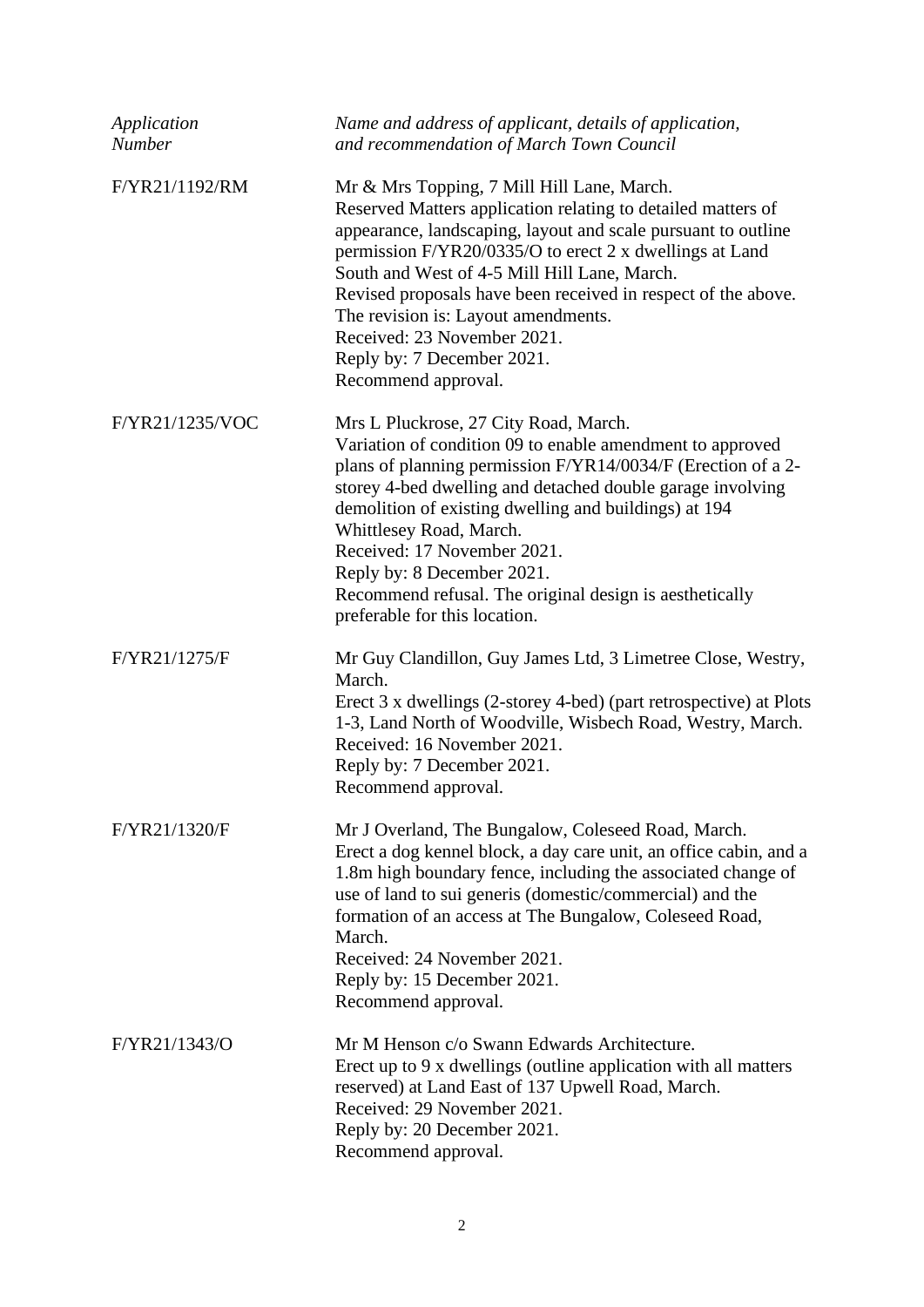| *Application Number* | *Name and address of applicant, details of application, and recommendation of March Town Council* |
|---|---|
| F/YR21/1192/RM | Mr & Mrs Topping, 7 Mill Hill Lane, March.<br>Reserved Matters application relating to detailed matters of appearance, landscaping, layout and scale pursuant to outline permission F/YR20/0335/O to erect 2 x dwellings at Land South and West of 4-5 Mill Hill Lane, March.<br>Revised proposals have been received in respect of the above.<br>The revision is: Layout amendments.<br>Received: 23 November 2021.<br>Reply by: 7 December 2021.<br>Recommend approval. |
| F/YR21/1235/VOC | Mrs L Pluckrose, 27 City Road, March.<br>Variation of condition 09 to enable amendment to approved plans of planning permission F/YR14/0034/F (Erection of a 2-storey 4-bed dwelling and detached double garage involving demolition of existing dwelling and buildings) at 194 Whittlesey Road, March.<br>Received: 17 November 2021.<br>Reply by: 8 December 2021.<br>Recommend refusal. The original design is aesthetically preferable for this location. |
| F/YR21/1275/F | Mr Guy Clandillon, Guy James Ltd, 3 Limetree Close, Westry, March.<br>Erect 3 x dwellings (2-storey 4-bed) (part retrospective) at Plots 1-3, Land North of Woodville, Wisbech Road, Westry, March.<br>Received: 16 November 2021.<br>Reply by: 7 December 2021.<br>Recommend approval. |
| F/YR21/1320/F | Mr J Overland, The Bungalow, Coleseed Road, March.<br>Erect a dog kennel block, a day care unit, an office cabin, and a 1.8m high boundary fence, including the associated change of use of land to sui generis (domestic/commercial) and the formation of an access at The Bungalow, Coleseed Road, March.<br>Received: 24 November 2021.<br>Reply by: 15 December 2021.<br>Recommend approval. |
| F/YR21/1343/O | Mr M Henson c/o Swann Edwards Architecture.<br>Erect up to 9 x dwellings (outline application with all matters reserved) at Land East of 137 Upwell Road, March.<br>Received: 29 November 2021.<br>Reply by: 20 December 2021.<br>Recommend approval. |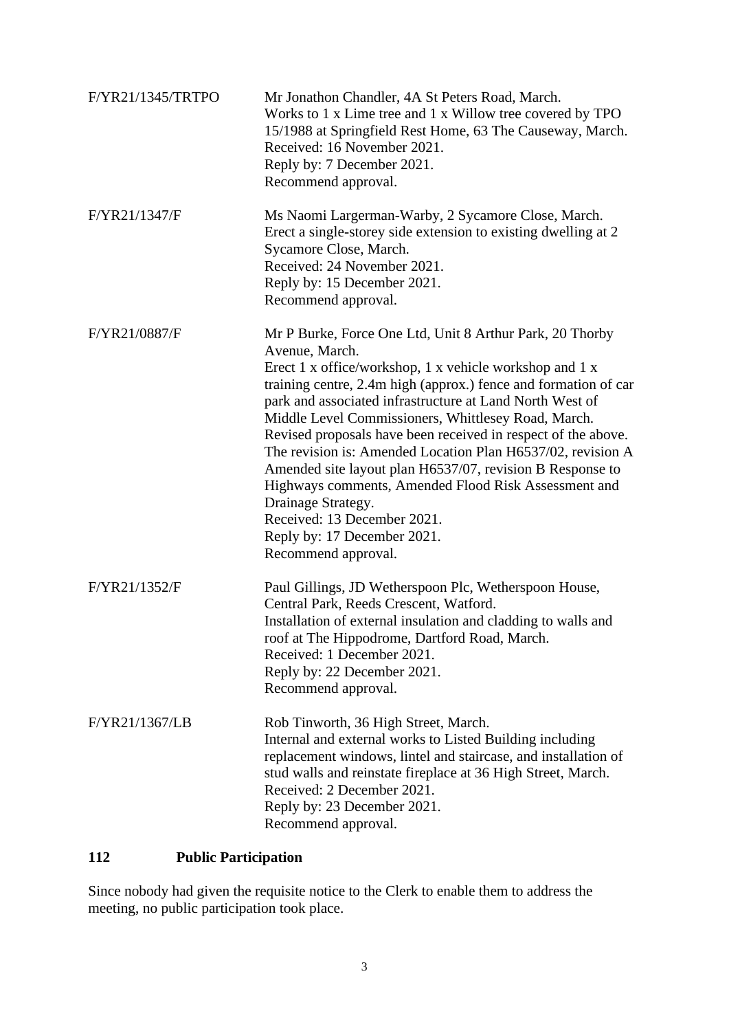| | |
|---|---|
| F/YR21/1345/TRTPO | Mr Jonathon Chandler, 4A St Peters Road, March.<br>Works to 1 x Lime tree and 1 x Willow tree covered by TPO 15/1988 at Springfield Rest Home, 63 The Causeway, March.<br>Received: 16 November 2021.<br>Reply by: 7 December 2021.<br>Recommend approval. |
| F/YR21/1347/F | Ms Naomi Largerman-Warby, 2 Sycamore Close, March.<br>Erect a single-storey side extension to existing dwelling at 2 Sycamore Close, March.<br>Received: 24 November 2021.<br>Reply by: 15 December 2021.<br>Recommend approval. |
| F/YR21/0887/F | Mr P Burke, Force One Ltd, Unit 8 Arthur Park, 20 Thorby Avenue, March.<br>Erect 1 x office/workshop, 1 x vehicle workshop and 1 x training centre, 2.4m high (approx.) fence and formation of car park and associated infrastructure at Land North West of Middle Level Commissioners, Whittlesey Road, March.<br>Revised proposals have been received in respect of the above. The revision is: Amended Location Plan H6537/02, revision A Amended site layout plan H6537/07, revision B Response to Highways comments, Amended Flood Risk Assessment and Drainage Strategy.<br>Received: 13 December 2021.<br>Reply by: 17 December 2021.<br>Recommend approval. |
| F/YR21/1352/F | Paul Gillings, JD Wetherspoon Plc, Wetherspoon House, Central Park, Reeds Crescent, Watford.<br>Installation of external insulation and cladding to walls and roof at The Hippodrome, Dartford Road, March.<br>Received: 1 December 2021.<br>Reply by: 22 December 2021.<br>Recommend approval. |
| F/YR21/1367/LB | Rob Tinworth, 36 High Street, March.<br>Internal and external works to Listed Building including replacement windows, lintel and staircase, and installation of stud walls and reinstate fireplace at 36 High Street, March.<br>Received: 2 December 2021.<br>Reply by: 23 December 2021.<br>Recommend approval. |

**112 Public Participation**

Since nobody had given the requisite notice to the Clerk to enable them to address the meeting, no public participation took place.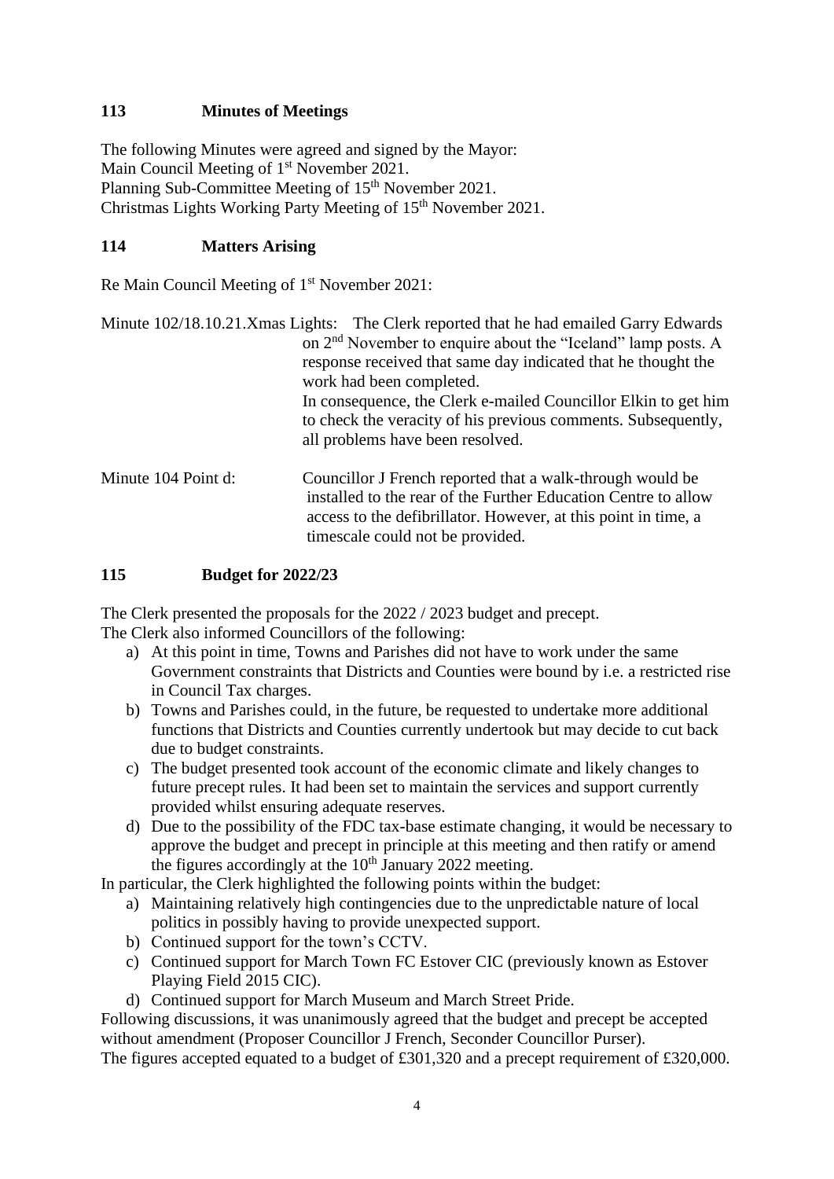### 113 Minutes of Meetings

The following Minutes were agreed and signed by the Mayor:
Main Council Meeting of 1st November 2021.
Planning Sub-Committee Meeting of 15th November 2021.
Christmas Lights Working Party Meeting of 15th November 2021.

### 114 Matters Arising

Re Main Council Meeting of 1st November 2021:

Minute 102/18.10.21.Xmas Lights: The Clerk reported that he had emailed Garry Edwards on 2nd November to enquire about the "Iceland" lamp posts. A response received that same day indicated that he thought the work had been completed.
In consequence, the Clerk e-mailed Councillor Elkin to get him to check the veracity of his previous comments. Subsequently, all problems have been resolved.

Minute 104 Point d: Councillor J French reported that a walk-through would be installed to the rear of the Further Education Centre to allow access to the defibrillator. However, at this point in time, a timescale could not be provided.

### 115 Budget for 2022/23

The Clerk presented the proposals for the 2022 / 2023 budget and precept.
The Clerk also informed Councillors of the following:

a) At this point in time, Towns and Parishes did not have to work under the same Government constraints that Districts and Counties were bound by i.e. a restricted rise in Council Tax charges.
b) Towns and Parishes could, in the future, be requested to undertake more additional functions that Districts and Counties currently undertook but may decide to cut back due to budget constraints.
c) The budget presented took account of the economic climate and likely changes to future precept rules. It had been set to maintain the services and support currently provided whilst ensuring adequate reserves.
d) Due to the possibility of the FDC tax-base estimate changing, it would be necessary to approve the budget and precept in principle at this meeting and then ratify or amend the figures accordingly at the 10th January 2022 meeting.

In particular, the Clerk highlighted the following points within the budget:

a) Maintaining relatively high contingencies due to the unpredictable nature of local politics in possibly having to provide unexpected support.
b) Continued support for the town's CCTV.
c) Continued support for March Town FC Estover CIC (previously known as Estover Playing Field 2015 CIC).
d) Continued support for March Museum and March Street Pride.

Following discussions, it was unanimously agreed that the budget and precept be accepted without amendment (Proposer Councillor J French, Seconder Councillor Purser).
The figures accepted equated to a budget of £301,320 and a precept requirement of £320,000.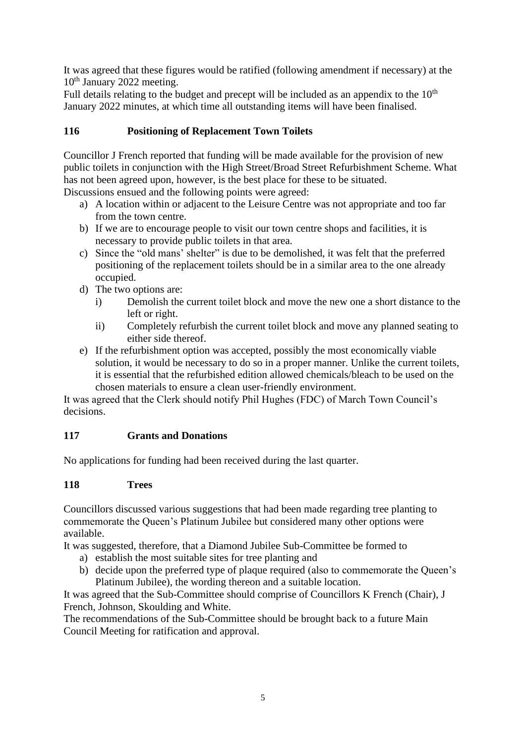It was agreed that these figures would be ratified (following amendment if necessary) at the 10th January 2022 meeting.
Full details relating to the budget and precept will be included as an appendix to the 10th January 2022 minutes, at which time all outstanding items will have been finalised.

### 116 Positioning of Replacement Town Toilets

Councillor J French reported that funding will be made available for the provision of new public toilets in conjunction with the High Street/Broad Street Refurbishment Scheme. What has not been agreed upon, however, is the best place for these to be situated.
Discussions ensued and the following points were agreed:

a) A location within or adjacent to the Leisure Centre was not appropriate and too far from the town centre.
b) If we are to encourage people to visit our town centre shops and facilities, it is necessary to provide public toilets in that area.
c) Since the "old mans' shelter" is due to be demolished, it was felt that the preferred positioning of the replacement toilets should be in a similar area to the one already occupied.
d) The two options are:
   i) Demolish the current toilet block and move the new one a short distance to the left or right.
   ii) Completely refurbish the current toilet block and move any planned seating to either side thereof.
e) If the refurbishment option was accepted, possibly the most economically viable solution, it would be necessary to do so in a proper manner. Unlike the current toilets, it is essential that the refurbished edition allowed chemicals/bleach to be used on the chosen materials to ensure a clean user-friendly environment.

It was agreed that the Clerk should notify Phil Hughes (FDC) of March Town Council's decisions.

### 117 Grants and Donations

No applications for funding had been received during the last quarter.

### 118 Trees

Councillors discussed various suggestions that had been made regarding tree planting to commemorate the Queen's Platinum Jubilee but considered many other options were available.
It was suggested, therefore, that a Diamond Jubilee Sub-Committee be formed to

a) establish the most suitable sites for tree planting and
b) decide upon the preferred type of plaque required (also to commemorate the Queen's Platinum Jubilee), the wording thereon and a suitable location.

It was agreed that the Sub-Committee should comprise of Councillors K French (Chair), J French, Johnson, Skoulding and White.
The recommendations of the Sub-Committee should be brought back to a future Main Council Meeting for ratification and approval.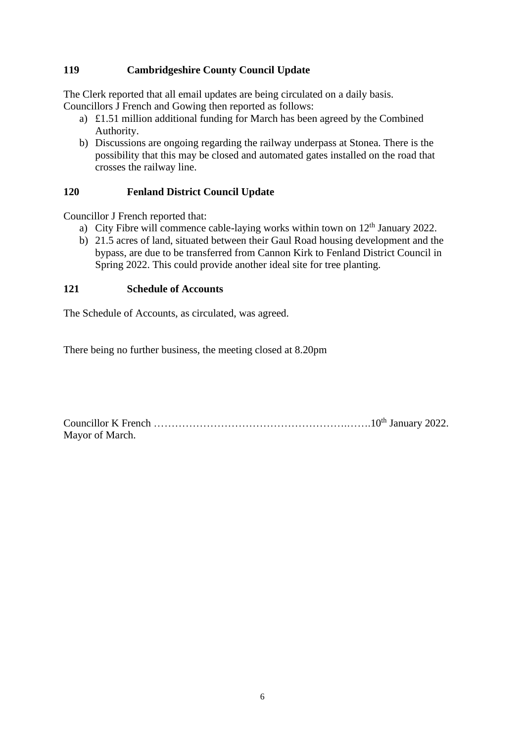## 119 Cambridgeshire County Council Update

The Clerk reported that all email updates are being circulated on a daily basis.
Councillors J French and Gowing then reported as follows:

a) £1.51 million additional funding for March has been agreed by the Combined Authority.
b) Discussions are ongoing regarding the railway underpass at Stonea. There is the possibility that this may be closed and automated gates installed on the road that crosses the railway line.

## 120 Fenland District Council Update

Councillor J French reported that:

a) City Fibre will commence cable-laying works within town on 12th January 2022.
b) 21.5 acres of land, situated between their Gaul Road housing development and the bypass, are due to be transferred from Cannon Kirk to Fenland District Council in Spring 2022. This could provide another ideal site for tree planting.

## 121 Schedule of Accounts

The Schedule of Accounts, as circulated, was agreed.

There being no further business, the meeting closed at 8.20pm

Councillor K French ……………………………………………….…….10th January 2022.
Mayor of March.